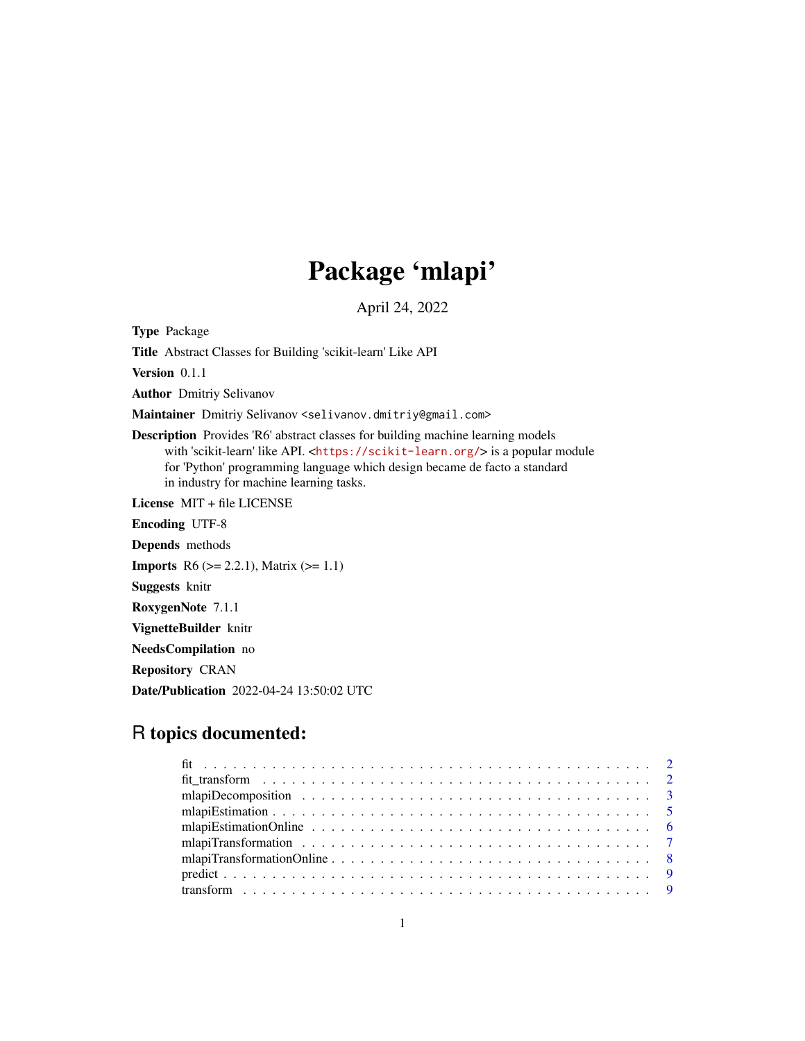# Package 'mlapi'

April 24, 2022

**Type** Package

**Title** Abstract Classes for Building 'scikit-learn' Like API

**Version** 0.1.1

**Author** Dmitriy Selivanov

**Maintainer** Dmitriy Selivanov <selivanov.dmitriy@gmail.com>

**Description** Provides 'R6' abstract classes for building machine learning models with 'scikit-learn' like API. <https://scikit-learn.org/> is a popular module for 'Python' programming language which design became de facto a standard in industry for machine learning tasks.

**License** MIT + file LICENSE

**Encoding** UTF-8

**Depends** methods

**Imports** R6 (>= 2.2.1), Matrix (>= 1.1)

**Suggests** knitr

**RoxygenNote** 7.1.1

**VignetteBuilder** knitr

**NeedsCompilation** no

**Repository** CRAN

**Date/Publication** 2022-04-24 13:50:02 UTC

## R topics documented:

| | |
|---|---|
| fit | 2 |
| fit_transform | 2 |
| mlapiDecomposition | 3 |
| mlapiEstimation | 5 |
| mlapiEstimationOnline | 6 |
| mlapiTransformation | 7 |
| mlapiTransformationOnline | 8 |
| predict | 9 |
| transform | 9 |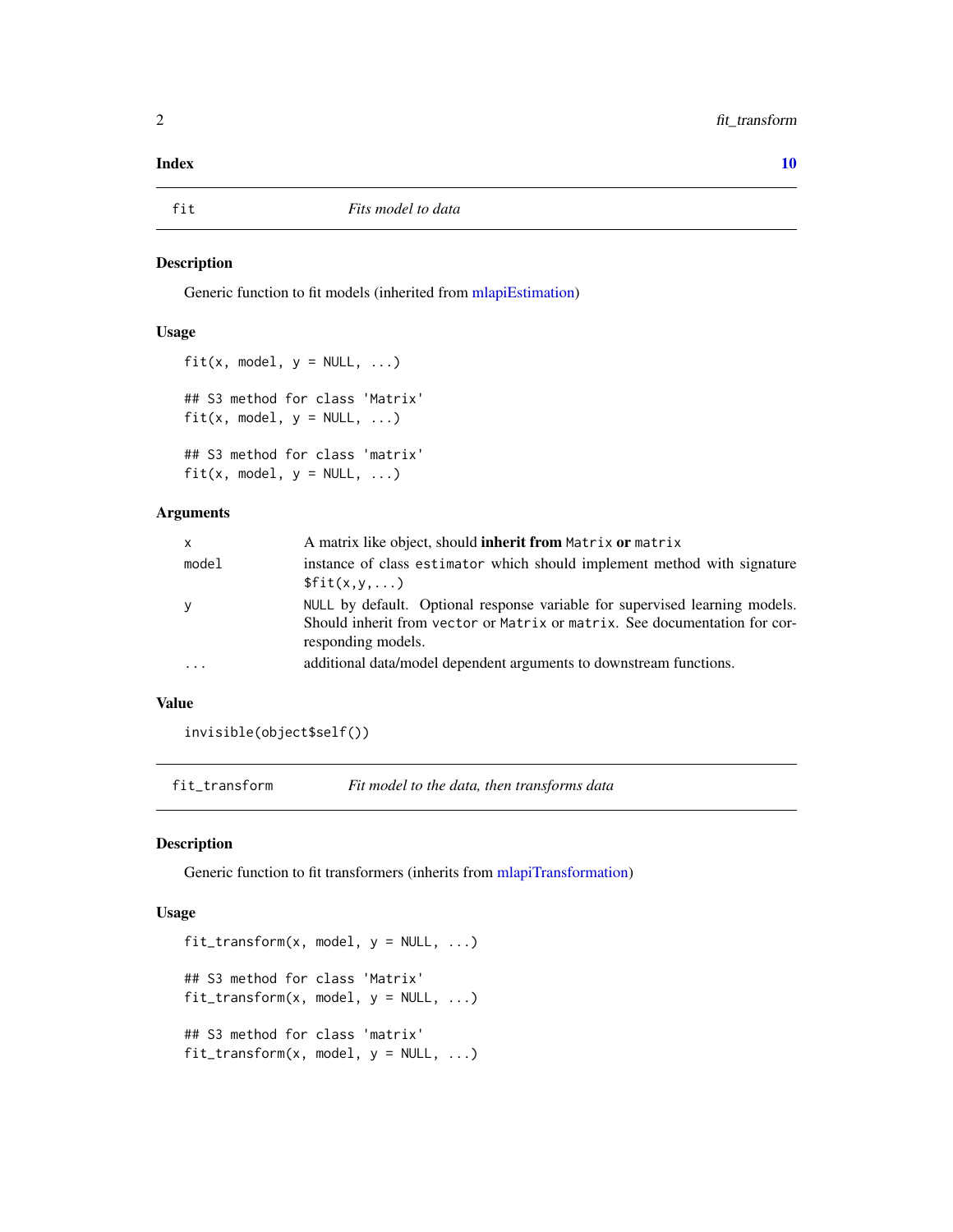| | |
|---|---|
| **Index** | 10 |

## fit — *Fits model to data*

### Description

Generic function to fit models (inherited from mlapiEstimation)

### Usage

```
fit(x, model, y = NULL, ...)

## S3 method for class 'Matrix'
fit(x, model, y = NULL, ...)

## S3 method for class 'matrix'
fit(x, model, y = NULL, ...)
```

### Arguments

| | |
|---|---|
| `x` | A matrix like object, should **inherit from** `Matrix` **or** `matrix` |
| `model` | instance of class `estimator` which should implement method with signature `$fit(x,y,...)` |
| `y` | `NULL` by default. Optional response variable for supervised learning models. Should inherit from `vector` or `Matrix` or `matrix`. See documentation for corresponding models. |
| `...` | additional data/model dependent arguments to downstream functions. |

### Value

```
invisible(object$self())
```

## fit_transform — *Fit model to the data, then transforms data*

### Description

Generic function to fit transformers (inherits from mlapiTransformation)

### Usage

```
fit_transform(x, model, y = NULL, ...)

## S3 method for class 'Matrix'
fit_transform(x, model, y = NULL, ...)

## S3 method for class 'matrix'
fit_transform(x, model, y = NULL, ...)
```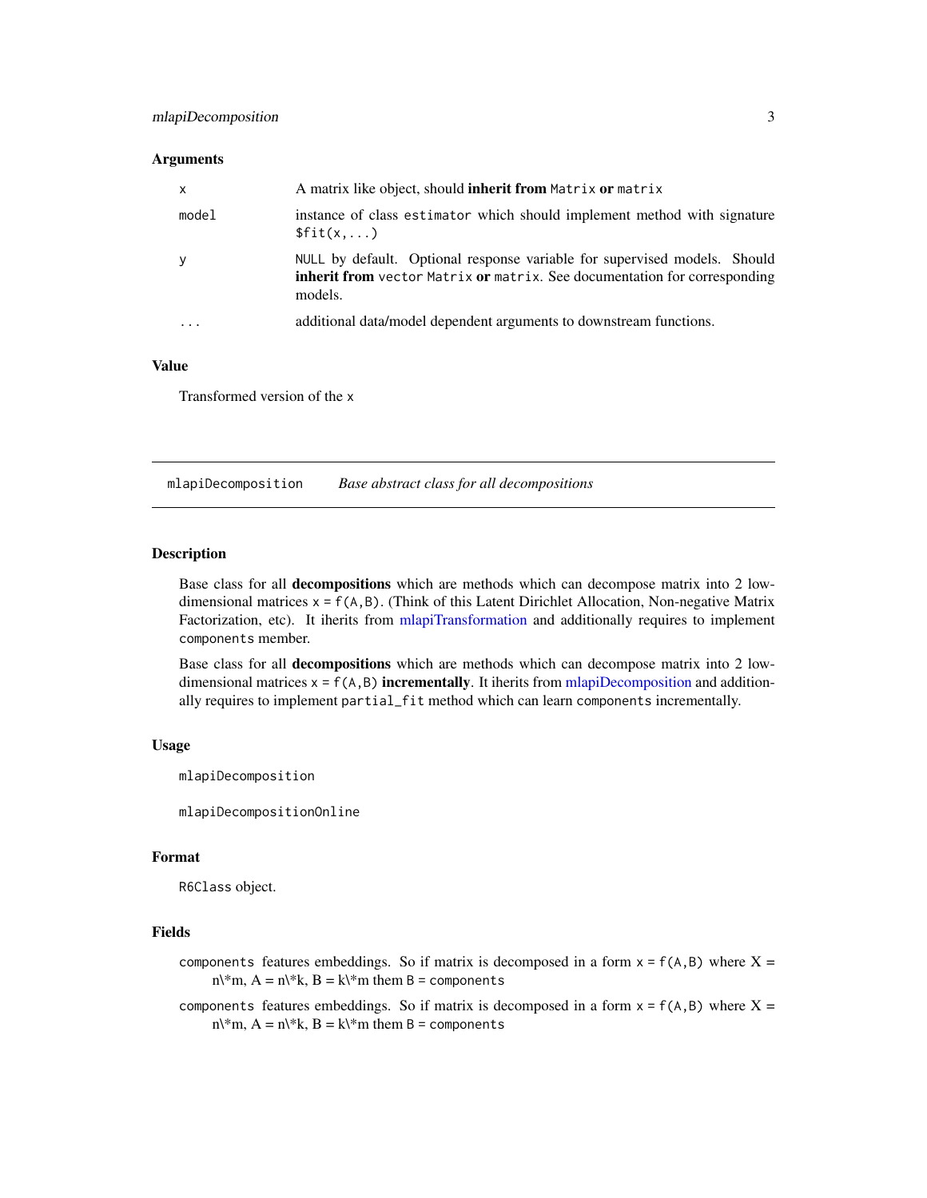### Arguments

| | |
|---|---|
| `x` | A matrix like object, should **inherit from** `Matrix` **or** `matrix` |
| `model` | instance of class `estimator` which should implement method with signature `$fit(x,...)` |
| `y` | `NULL` by default. Optional response variable for supervised models. Should **inherit from** `vector` `Matrix` **or** `matrix`. See documentation for corresponding models. |
| `...` | additional data/model dependent arguments to downstream functions. |

### Value

Transformed version of the `x`

---

## `mlapiDecomposition` *Base abstract class for all decompositions*

### Description

Base class for all **decompositions** which are methods which can decompose matrix into 2 low-dimensional matrices `x = f(A,B)`. (Think of this Latent Dirichlet Allocation, Non-negative Matrix Factorization, etc). It iherits from mlapiTransformation and additionally requires to implement `components` member.

Base class for all **decompositions** which are methods which can decompose matrix into 2 low-dimensional matrices `x = f(A,B)` **incrementally**. It iherits from mlapiDecomposition and additionally requires to implement `partial_fit` method which can learn `components` incrementally.

### Usage

```
mlapiDecomposition

mlapiDecompositionOnline
```

### Format

`R6Class` object.

### Fields

`components` features embeddings. So if matrix is decomposed in a form `x = f(A,B)` where X = n\*m, A = n\*k, B = k\*m them `B = components`

`components` features embeddings. So if matrix is decomposed in a form `x = f(A,B)` where X = n\*m, A = n\*k, B = k\*m them `B = components`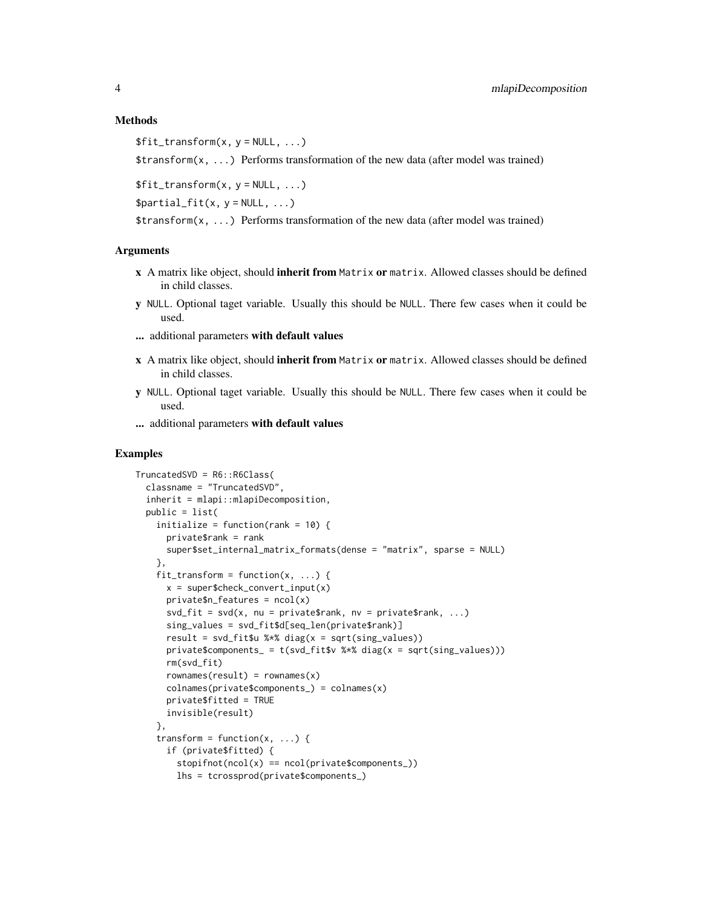### Methods

`$fit_transform(x, y = NULL, ...)`

`$transform(x, ...)` Performs transformation of the new data (after model was trained)

`$fit_transform(x, y = NULL, ...)`

`$partial_fit(x, y = NULL, ...)`

`$transform(x, ...)` Performs transformation of the new data (after model was trained)

### Arguments

- **x** A matrix like object, should **inherit from** `Matrix` **or** `matrix`. Allowed classes should be defined in child classes.
- **y** `NULL`. Optional taget variable. Usually this should be `NULL`. There few cases when it could be used.
- **...** additional parameters **with default values**
- **x** A matrix like object, should **inherit from** `Matrix` **or** `matrix`. Allowed classes should be defined in child classes.
- **y** `NULL`. Optional taget variable. Usually this should be `NULL`. There few cases when it could be used.
- **...** additional parameters **with default values**

### Examples

```
TruncatedSVD = R6::R6Class(
  classname = "TruncatedSVD",
  inherit = mlapi::mlapiDecomposition,
  public = list(
    initialize = function(rank = 10) {
      private$rank = rank
      super$set_internal_matrix_formats(dense = "matrix", sparse = NULL)
    },
    fit_transform = function(x, ...) {
      x = super$check_convert_input(x)
      private$n_features = ncol(x)
      svd_fit = svd(x, nu = private$rank, nv = private$rank, ...)
      sing_values = svd_fit$d[seq_len(private$rank)]
      result = svd_fit$u %*% diag(x = sqrt(sing_values))
      private$components_ = t(svd_fit$v %*% diag(x = sqrt(sing_values)))
      rm(svd_fit)
      rownames(result) = rownames(x)
      colnames(private$components_) = colnames(x)
      private$fitted = TRUE
      invisible(result)
    },
    transform = function(x, ...) {
      if (private$fitted) {
        stopifnot(ncol(x) == ncol(private$components_))
        lhs = tcrossprod(private$components_)
```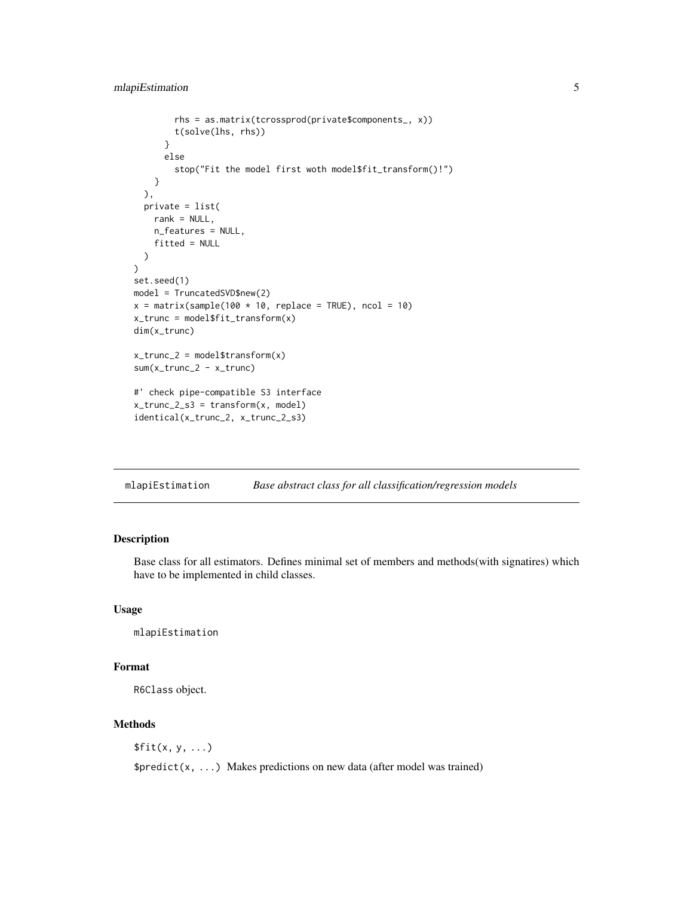```
        rhs = as.matrix(tcrossprod(private$components_, x))
        t(solve(lhs, rhs))
      }
      else
        stop("Fit the model first woth model$fit_transform()!")
    }
  ),
  private = list(
    rank = NULL,
    n_features = NULL,
    fitted = NULL
  )
)
set.seed(1)
model = TruncatedSVD$new(2)
x = matrix(sample(100 * 10, replace = TRUE), ncol = 10)
x_trunc = model$fit_transform(x)
dim(x_trunc)

x_trunc_2 = model$transform(x)
sum(x_trunc_2 - x_trunc)

#' check pipe-compatible S3 interface
x_trunc_2_s3 = transform(x, model)
identical(x_trunc_2, x_trunc_2_s3)
```

## mlapiEstimation    *Base abstract class for all classification/regression models*

### Description

Base class for all estimators. Defines minimal set of members and methods(with signatires) which have to be implemented in child classes.

### Usage

```
mlapiEstimation
```

### Format

R6Class object.

### Methods

`$fit(x, y, ...)`

`$predict(x, ...)` Makes predictions on new data (after model was trained)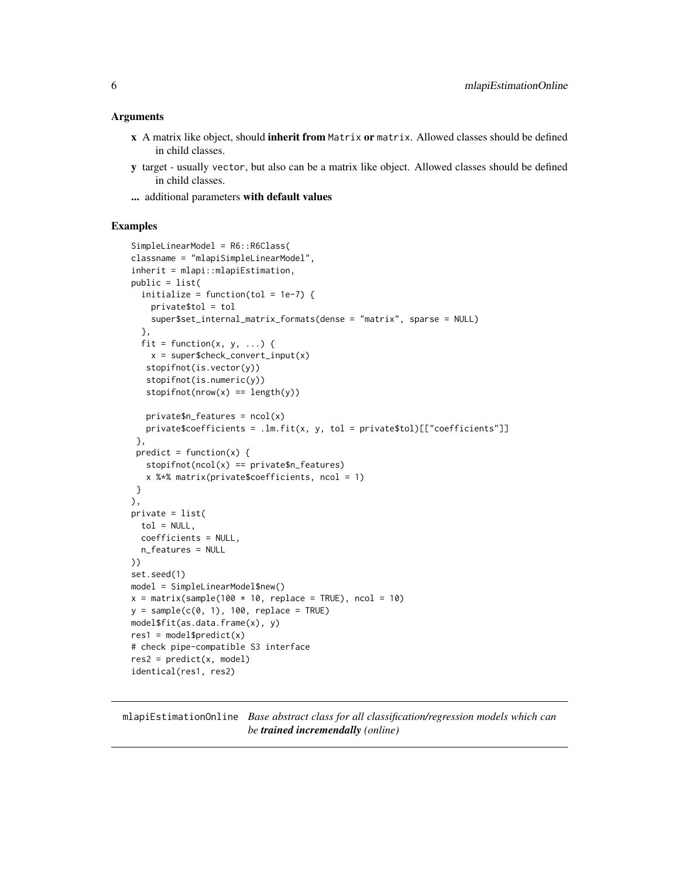### Arguments

- **x** A matrix like object, should **inherit from** `Matrix` **or** `matrix`. Allowed classes should be defined in child classes.
- **y** target - usually `vector`, but also can be a matrix like object. Allowed classes should be defined in child classes.
- **...** additional parameters **with default values**

### Examples

```
SimpleLinearModel = R6::R6Class(
classname = "mlapiSimpleLinearModel",
inherit = mlapi::mlapiEstimation,
public = list(
  initialize = function(tol = 1e-7) {
    private$tol = tol
    super$set_internal_matrix_formats(dense = "matrix", sparse = NULL)
  },
  fit = function(x, y, ...) {
    x = super$check_convert_input(x)
   stopifnot(is.vector(y))
   stopifnot(is.numeric(y))
   stopifnot(nrow(x) == length(y))

   private$n_features = ncol(x)
   private$coefficients = .lm.fit(x, y, tol = private$tol)[["coefficients"]]
 },
 predict = function(x) {
   stopifnot(ncol(x) == private$n_features)
   x %*% matrix(private$coefficients, ncol = 1)
 }
),
private = list(
  tol = NULL,
  coefficients = NULL,
  n_features = NULL
))
set.seed(1)
model = SimpleLinearModel$new()
x = matrix(sample(100 * 10, replace = TRUE), ncol = 10)
y = sample(c(0, 1), 100, replace = TRUE)
model$fit(as.data.frame(x), y)
res1 = model$predict(x)
# check pipe-compatible S3 interface
res2 = predict(x, model)
identical(res1, res2)
```

---

## mlapiEstimationOnline — *Base abstract class for all classification/regression models which can be **trained incremendally** (online)*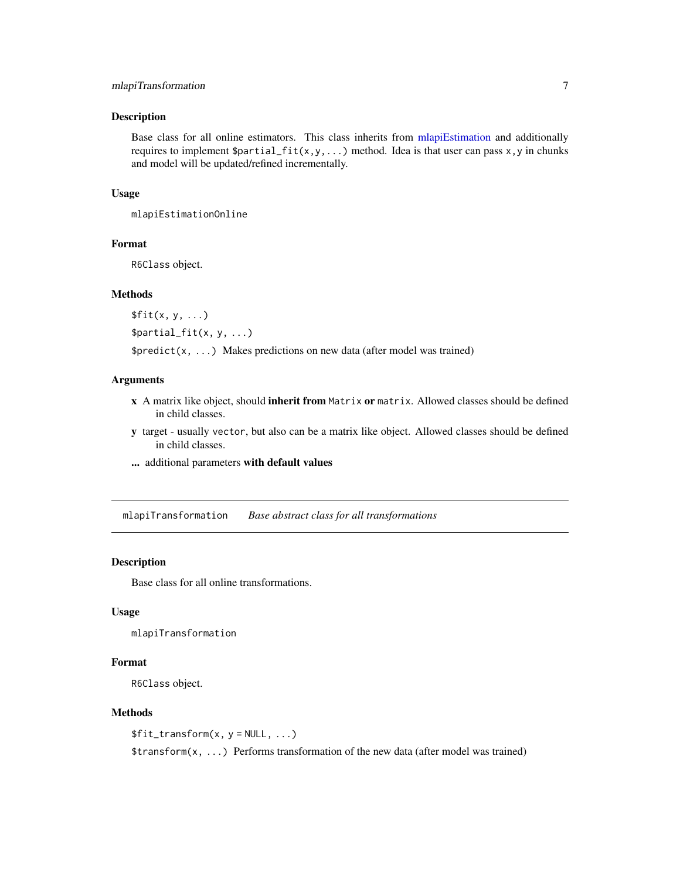### Description

Base class for all online estimators. This class inherits from mlapiEstimation and additionally requires to implement `$partial_fit(x,y,...)` method. Idea is that user can pass `x,y` in chunks and model will be updated/refined incrementally.

### Usage

```
mlapiEstimationOnline
```

### Format

`R6Class` object.

### Methods

`$fit(x, y, ...)`

`$partial_fit(x, y, ...)`

`$predict(x, ...)` Makes predictions on new data (after model was trained)

### Arguments

- **x** A matrix like object, should **inherit from** `Matrix` **or** `matrix`. Allowed classes should be defined in child classes.
- **y** target - usually `vector`, but also can be a matrix like object. Allowed classes should be defined in child classes.
- **...** additional parameters **with default values**

---

## `mlapiTransformation` *Base abstract class for all transformations*

---

### Description

Base class for all online transformations.

### Usage

```
mlapiTransformation
```

### Format

`R6Class` object.

### Methods

`$fit_transform(x, y = NULL, ...)`

`$transform(x, ...)` Performs transformation of the new data (after model was trained)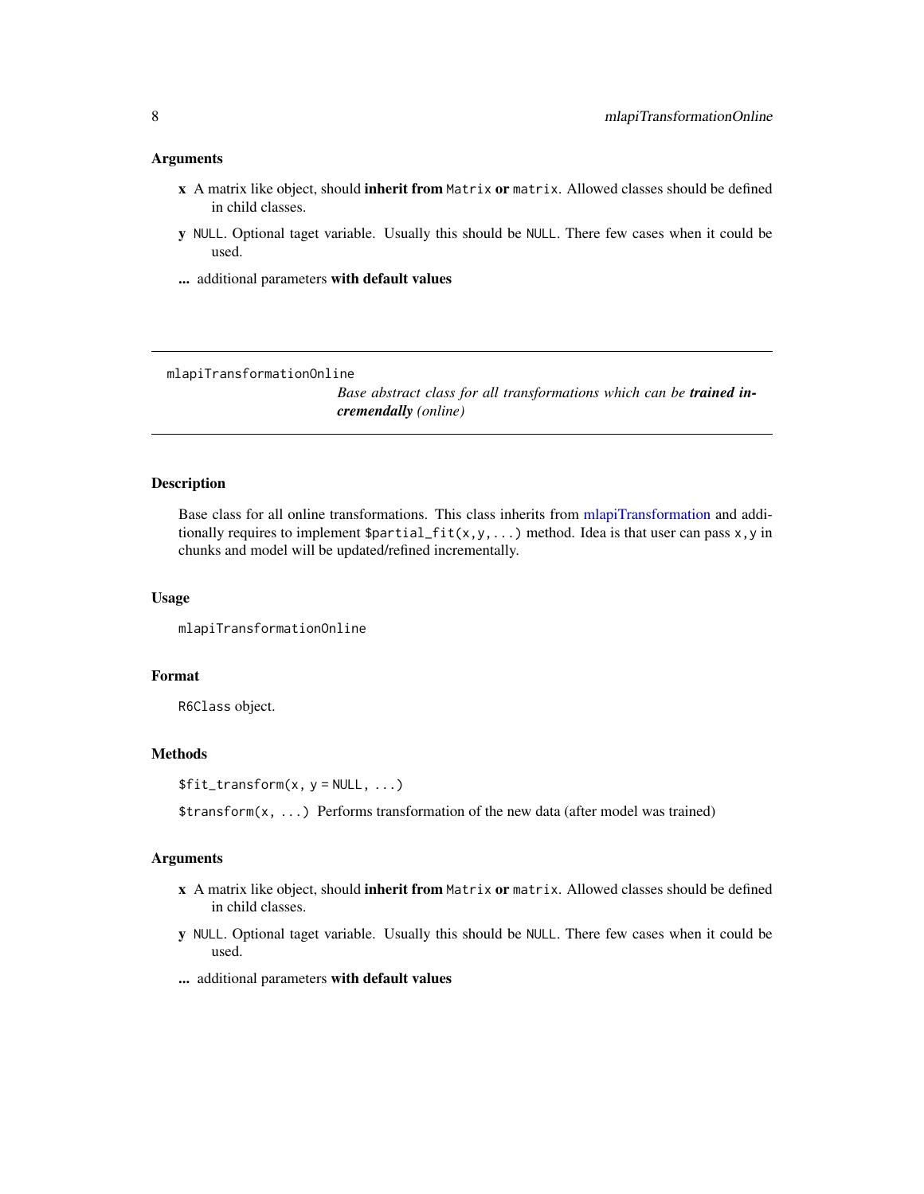### Arguments

- **x** A matrix like object, should **inherit from** `Matrix` **or** `matrix`. Allowed classes should be defined in child classes.
- **y** `NULL`. Optional taget variable. Usually this should be `NULL`. There few cases when it could be used.
- **...** additional parameters **with default values**

---

`mlapiTransformationOnline` *Base abstract class for all transformations which can be* ***trained incremendally*** *(online)*

---

### Description

Base class for all online transformations. This class inherits from mlapiTransformation and additionally requires to implement `$partial_fit(x,y,...)` method. Idea is that user can pass `x,y` in chunks and model will be updated/refined incrementally.

### Usage

```
mlapiTransformationOnline
```

### Format

`R6Class` object.

### Methods

`$fit_transform(x, y = NULL, ...)`

`$transform(x, ...)` Performs transformation of the new data (after model was trained)

### Arguments

- **x** A matrix like object, should **inherit from** `Matrix` **or** `matrix`. Allowed classes should be defined in child classes.
- **y** `NULL`. Optional taget variable. Usually this should be `NULL`. There few cases when it could be used.
- **...** additional parameters **with default values**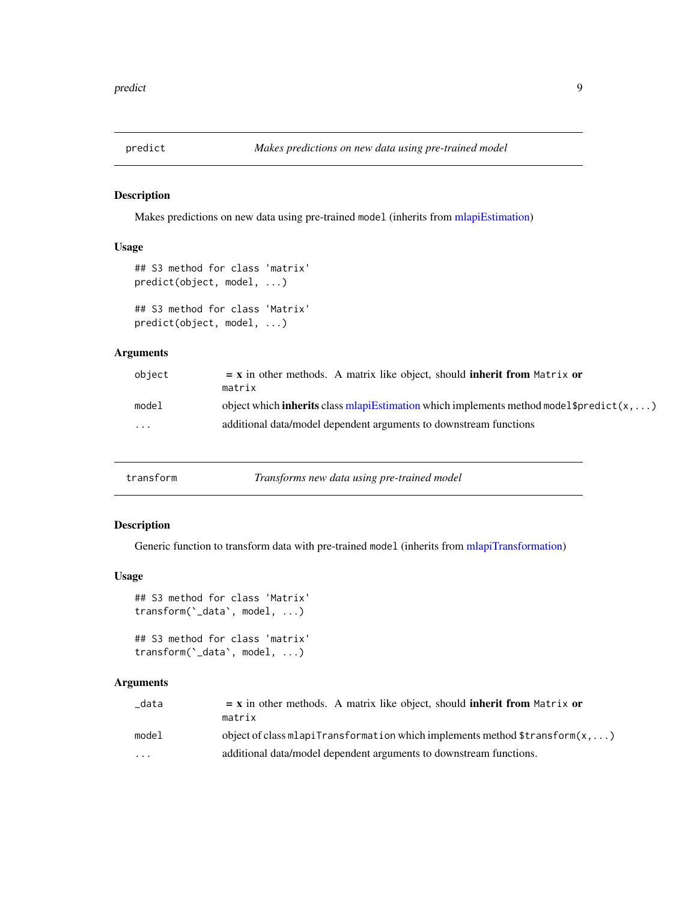## predict — *Makes predictions on new data using pre-trained model*

### Description

Makes predictions on new data using pre-trained `model` (inherits from mlapiEstimation)

### Usage

```
## S3 method for class 'matrix'
predict(object, model, ...)

## S3 method for class 'Matrix'
predict(object, model, ...)
```

### Arguments

| | |
|---|---|
| `object` | **= x** in other methods. A matrix like object, should **inherit from** `Matrix` **or** `matrix` |
| `model` | object which **inherits** class mlapiEstimation which implements method `model$predict(x,...)` |
| `...` | additional data/model dependent arguments to downstream functions |

## transform — *Transforms new data using pre-trained model*

### Description

Generic function to transform data with pre-trained `model` (inherits from mlapiTransformation)

### Usage

```
## S3 method for class 'Matrix'
transform(`_data`, model, ...)

## S3 method for class 'matrix'
transform(`_data`, model, ...)
```

### Arguments

| | |
|---|---|
| `_data` | **= x** in other methods. A matrix like object, should **inherit from** `Matrix` **or** `matrix` |
| `model` | object of class `mlapiTransformation` which implements method `$transform(x,...)` |
| `...` | additional data/model dependent arguments to downstream functions. |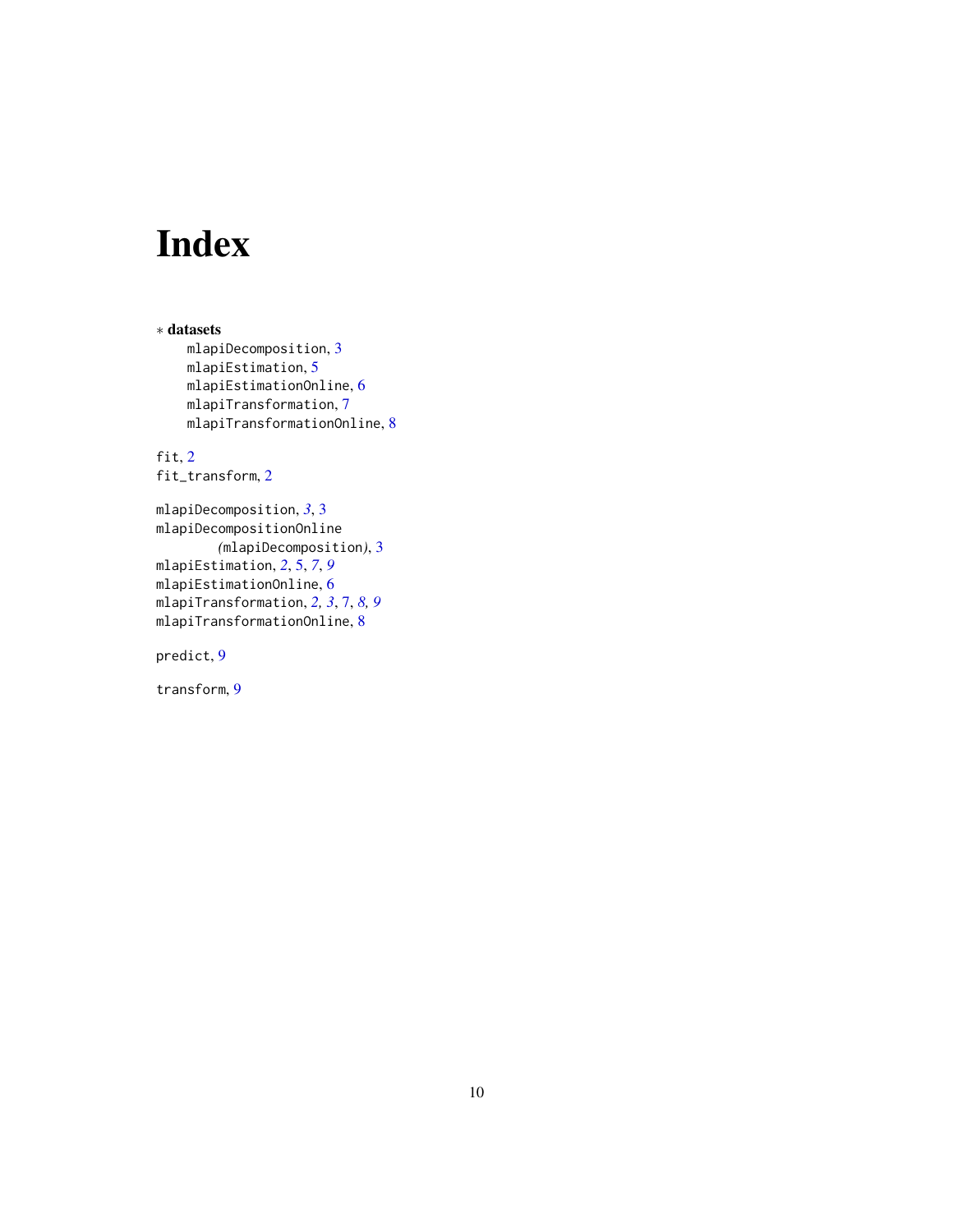# Index

∗ **datasets**
- mlapiDecomposition, 3
- mlapiEstimation, 5
- mlapiEstimationOnline, 6
- mlapiTransformation, 7
- mlapiTransformationOnline, 8

fit, 2
fit_transform, 2

mlapiDecomposition, *3*, 3
mlapiDecompositionOnline
    *(*mlapiDecomposition*)*, 3
mlapiEstimation, *2*, 5, *7*, *9*
mlapiEstimationOnline, 6
mlapiTransformation, *2, 3*, 7, *8, 9*
mlapiTransformationOnline, 8

predict, 9

transform, 9